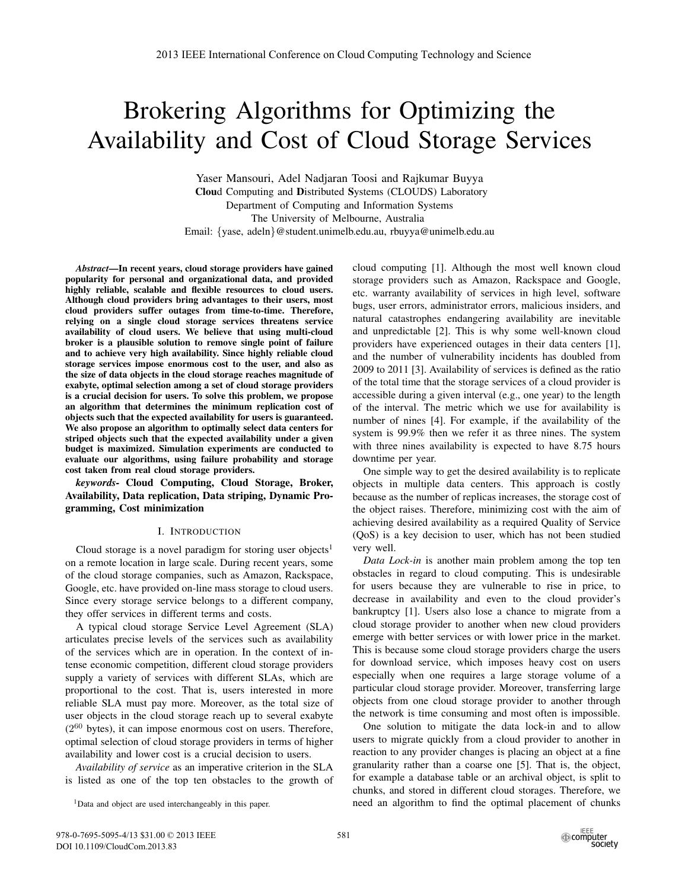# Brokering Algorithms for Optimizing the Availability and Cost of Cloud Storage Services

Yaser Mansouri, Adel Nadjaran Toosi and Rajkumar Buyya
**Clou**d Computing and **D**istributed **S**ystems (CLOUDS) Laboratory
Department of Computing and Information Systems
The University of Melbourne, Australia
Email: {yase, adeln}@student.unimelb.edu.au, rbuyya@unimelb.edu.au

***Abstract*—In recent years, cloud storage providers have gained popularity for personal and organizational data, and provided highly reliable, scalable and flexible resources to cloud users. Although cloud providers bring advantages to their users, most cloud providers suffer outages from time-to-time. Therefore, relying on a single cloud storage services threatens service availability of cloud users. We believe that using multi-cloud broker is a plausible solution to remove single point of failure and to achieve very high availability. Since highly reliable cloud storage services impose enormous cost to the user, and also as the size of data objects in the cloud storage reaches magnitude of exabyte, optimal selection among a set of cloud storage providers is a crucial decision for users. To solve this problem, we propose an algorithm that determines the minimum replication cost of objects such that the expected availability for users is guaranteed. We also propose an algorithm to optimally select data centers for striped objects such that the expected availability under a given budget is maximized. Simulation experiments are conducted to evaluate our algorithms, using failure probability and storage cost taken from real cloud storage providers.**

***keywords*- Cloud Computing, Cloud Storage, Broker, Availability, Data replication, Data striping, Dynamic Programming, Cost minimization**

## I. Introduction

Cloud storage is a novel paradigm for storing user objects[1] on a remote location in large scale. During recent years, some of the cloud storage companies, such as Amazon, Rackspace, Google, etc. have provided on-line mass storage to cloud users. Since every storage service belongs to a different company, they offer services in different terms and costs.

A typical cloud storage Service Level Agreement (SLA) articulates precise levels of the services such as availability of the services which are in operation. In the context of intense economic competition, different cloud storage providers supply a variety of services with different SLAs, which are proportional to the cost. That is, users interested in more reliable SLA must pay more. Moreover, as the total size of user objects in the cloud storage reach up to several exabyte ($2^{60}$ bytes), it can impose enormous cost on users. Therefore, optimal selection of cloud storage providers in terms of higher availability and lower cost is a crucial decision to users.

*Availability of service* as an imperative criterion in the SLA is listed as one of the top ten obstacles to the growth of cloud computing [1]. Although the most well known cloud storage providers such as Amazon, Rackspace and Google, etc. warranty availability of services in high level, software bugs, user errors, administrator errors, malicious insiders, and natural catastrophes endangering availability are inevitable and unpredictable [2]. This is why some well-known cloud providers have experienced outages in their data centers [1], and the number of vulnerability incidents has doubled from 2009 to 2011 [3]. Availability of services is defined as the ratio of the total time that the storage services of a cloud provider is accessible during a given interval (e.g., one year) to the length of the interval. The metric which we use for availability is number of nines [4]. For example, if the availability of the system is 99.9% then we refer it as three nines. The system with three nines availability is expected to have 8.75 hours downtime per year.

One simple way to get the desired availability is to replicate objects in multiple data centers. This approach is costly because as the number of replicas increases, the storage cost of the object raises. Therefore, minimizing cost with the aim of achieving desired availability as a required Quality of Service (QoS) is a key decision to user, which has not been studied very well.

*Data Lock-in* is another main problem among the top ten obstacles in regard to cloud computing. This is undesirable for users because they are vulnerable to rise in price, to decrease in availability and even to the cloud provider's bankruptcy [1]. Users also lose a chance to migrate from a cloud storage provider to another when new cloud providers emerge with better services or with lower price in the market. This is because some cloud storage providers charge the users for download service, which imposes heavy cost on users especially when one requires a large storage volume of a particular cloud storage provider. Moreover, transferring large objects from one cloud storage provider to another through the network is time consuming and most often is impossible.

One solution to mitigate the data lock-in and to allow users to migrate quickly from a cloud provider to another in reaction to any provider changes is placing an object at a fine granularity rather than a coarse one [5]. That is, the object, for example a database table or an archival object, is split to chunks, and stored in different cloud storages. Therefore, we need an algorithm to find the optimal placement of chunks

[1] Data and object are used interchangeably in this paper.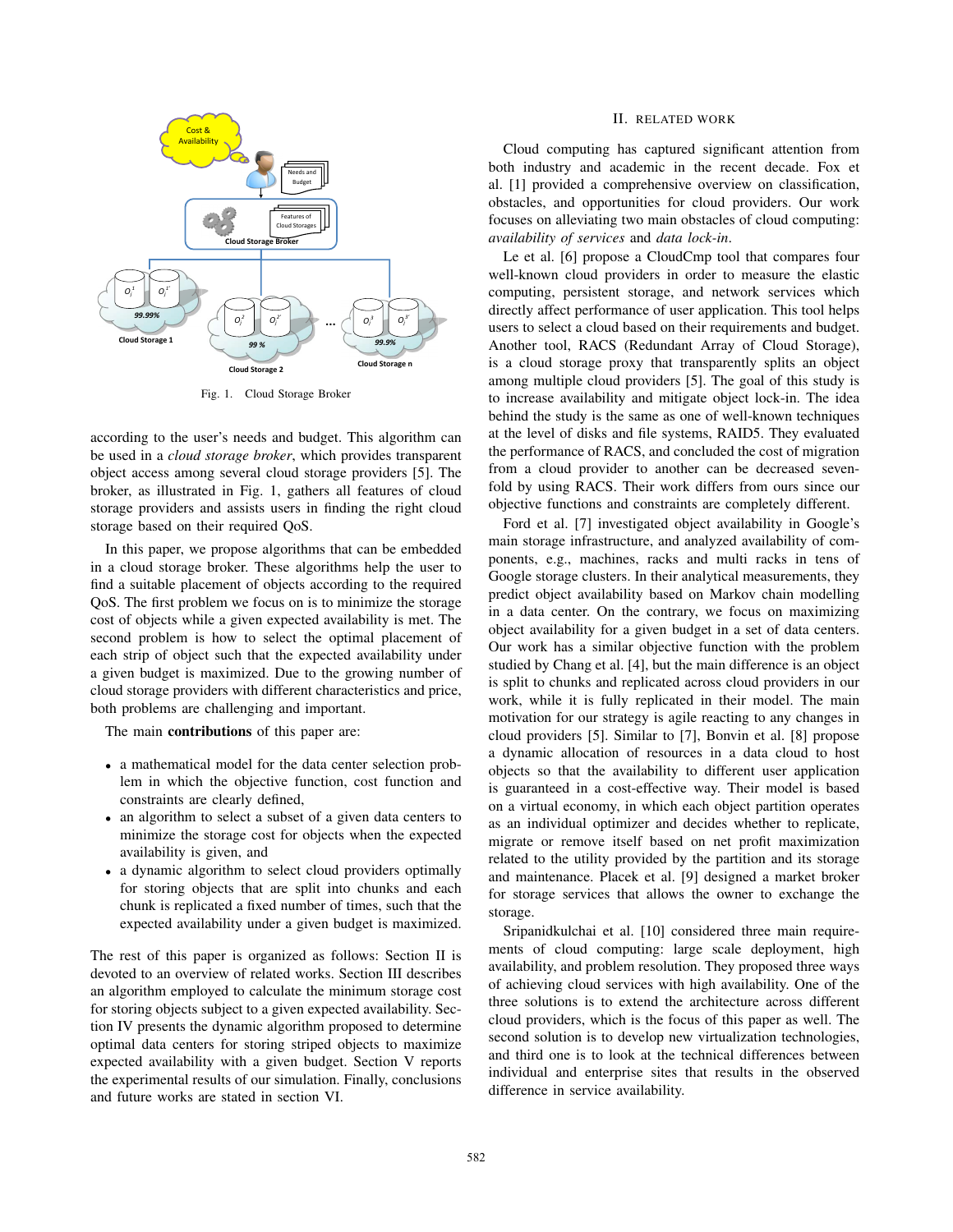Fig. 1. Cloud Storage Broker

according to the user's needs and budget. This algorithm can be used in a *cloud storage broker*, which provides transparent object access among several cloud storage providers [5]. The broker, as illustrated in Fig. 1, gathers all features of cloud storage providers and assists users in finding the right cloud storage based on their required QoS.

In this paper, we propose algorithms that can be embedded in a cloud storage broker. These algorithms help the user to find a suitable placement of objects according to the required QoS. The first problem we focus on is to minimize the storage cost of objects while a given expected availability is met. The second problem is how to select the optimal placement of each strip of object such that the expected availability under a given budget is maximized. Due to the growing number of cloud storage providers with different characteristics and price, both problems are challenging and important.

The main **contributions** of this paper are:

- a mathematical model for the data center selection problem in which the objective function, cost function and constraints are clearly defined,
- an algorithm to select a subset of a given data centers to minimize the storage cost for objects when the expected availability is given, and
- a dynamic algorithm to select cloud providers optimally for storing objects that are split into chunks and each chunk is replicated a fixed number of times, such that the expected availability under a given budget is maximized.

The rest of this paper is organized as follows: Section II is devoted to an overview of related works. Section III describes an algorithm employed to calculate the minimum storage cost for storing objects subject to a given expected availability. Section IV presents the dynamic algorithm proposed to determine optimal data centers for storing striped objects to maximize expected availability with a given budget. Section V reports the experimental results of our simulation. Finally, conclusions and future works are stated in section VI.

## II. Related Work

Cloud computing has captured significant attention from both industry and academic in the recent decade. Fox et al. [1] provided a comprehensive overview on classification, obstacles, and opportunities for cloud providers. Our work focuses on alleviating two main obstacles of cloud computing: *availability of services* and *data lock-in*.

Le et al. [6] propose a CloudCmp tool that compares four well-known cloud providers in order to measure the elastic computing, persistent storage, and network services which directly affect performance of user application. This tool helps users to select a cloud based on their requirements and budget. Another tool, RACS (Redundant Array of Cloud Storage), is a cloud storage proxy that transparently splits an object among multiple cloud providers [5]. The goal of this study is to increase availability and mitigate object lock-in. The idea behind the study is the same as one of well-known techniques at the level of disks and file systems, RAID5. They evaluated the performance of RACS, and concluded the cost of migration from a cloud provider to another can be decreased seven-fold by using RACS. Their work differs from ours since our objective functions and constraints are completely different.

Ford et al. [7] investigated object availability in Google's main storage infrastructure, and analyzed availability of components, e.g., machines, racks and multi racks in tens of Google storage clusters. In their analytical measurements, they predict object availability based on Markov chain modelling in a data center. On the contrary, we focus on maximizing object availability for a given budget in a set of data centers. Our work has a similar objective function with the problem studied by Chang et al. [4], but the main difference is an object is split to chunks and replicated across cloud providers in our work, while it is fully replicated in their model. The main motivation for our strategy is agile reacting to any changes in cloud providers [5]. Similar to [7], Bonvin et al. [8] propose a dynamic allocation of resources in a data cloud to host objects so that the availability to different user application is guaranteed in a cost-effective way. Their model is based on a virtual economy, in which each object partition operates as an individual optimizer and decides whether to replicate, migrate or remove itself based on net profit maximization related to the utility provided by the partition and its storage and maintenance. Placek et al. [9] designed a market broker for storage services that allows the owner to exchange the storage.

Sripanidkulchai et al. [10] considered three main requirements of cloud computing: large scale deployment, high availability, and problem resolution. They proposed three ways of achieving cloud services with high availability. One of the three solutions is to extend the architecture across different cloud providers, which is the focus of this paper as well. The second solution is to develop new virtualization technologies, and third one is to look at the technical differences between individual and enterprise sites that results in the observed difference in service availability.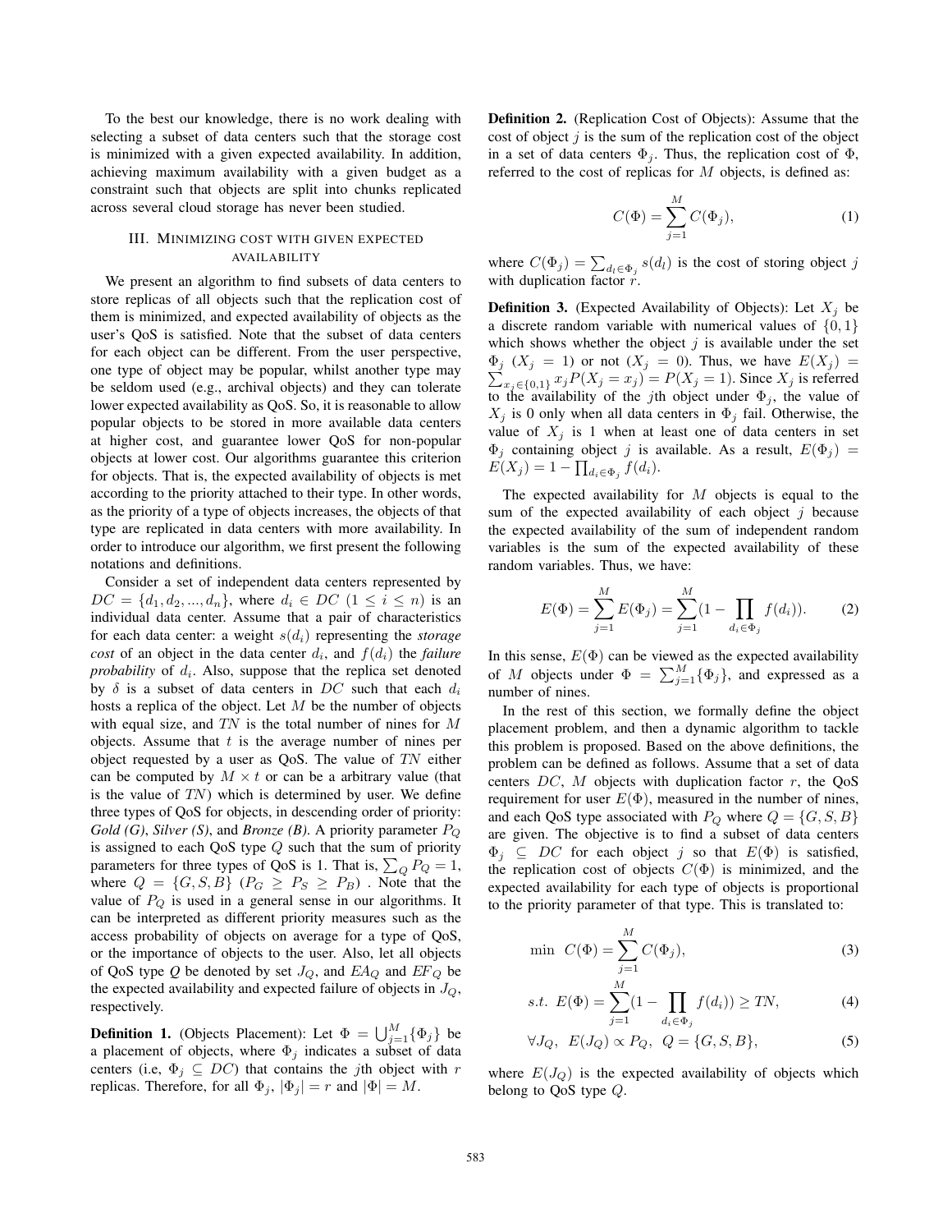To the best our knowledge, there is no work dealing with selecting a subset of data centers such that the storage cost is minimized with a given expected availability. In addition, achieving maximum availability with a given budget as a constraint such that objects are split into chunks replicated across several cloud storage has never been studied.

## III. Minimizing cost with given expected availability

We present an algorithm to find subsets of data centers to store replicas of all objects such that the replication cost of them is minimized, and expected availability of objects as the user's QoS is satisfied. Note that the subset of data centers for each object can be different. From the user perspective, one type of object may be popular, whilst another type may be seldom used (e.g., archival objects) and they can tolerate lower expected availability as QoS. So, it is reasonable to allow popular objects to be stored in more available data centers at higher cost, and guarantee lower QoS for non-popular objects at lower cost. Our algorithms guarantee this criterion for objects. That is, the expected availability of objects is met according to the priority attached to their type. In other words, as the priority of a type of objects increases, the objects of that type are replicated in data centers with more availability. In order to introduce our algorithm, we first present the following notations and definitions.

Consider a set of independent data centers represented by $DC = \{d_1, d_2, ..., d_n\}$, where $d_i \in DC$ ($1 \leq i \leq n$) is an individual data center. Assume that a pair of characteristics for each data center: a weight $s(d_i)$ representing the *storage cost* of an object in the data center $d_i$, and $f(d_i)$ the *failure probability* of $d_i$. Also, suppose that the replica set denoted by $\delta$ is a subset of data centers in $DC$ such that each $d_i$ hosts a replica of the object. Let $M$ be the number of objects with equal size, and $TN$ is the total number of nines for $M$ objects. Assume that $t$ is the average number of nines per object requested by a user as QoS. The value of $TN$ either can be computed by $M \times t$ or can be a arbitrary value (that is the value of $TN$) which is determined by user. We define three types of QoS for objects, in descending order of priority: *Gold (G)*, *Silver (S)*, and *Bronze (B)*. A priority parameter $P_Q$ is assigned to each QoS type $Q$ such that the sum of priority parameters for three types of QoS is 1. That is, $\sum_Q P_Q = 1$, where $Q = \{G, S, B\}$ ($P_G \geq P_S \geq P_B$) . Note that the value of $P_Q$ is used in a general sense in our algorithms. It can be interpreted as different priority measures such as the access probability of objects on average for a type of QoS, or the importance of objects to the user. Also, let all objects of QoS type *Q* be denoted by set $J_Q$, and $EA_Q$ and $EF_Q$ be the expected availability and expected failure of objects in $J_Q$, respectively.

**Definition 1.** (Objects Placement): Let $\Phi = \bigcup_{j=1}^{M}\{\Phi_j\}$ be a placement of objects, where $\Phi_j$ indicates a subset of data centers (i.e, $\Phi_j \subseteq DC$) that contains the $j$th object with $r$ replicas. Therefore, for all $\Phi_j$, $|\Phi_j| = r$ and $|\Phi| = M$.

**Definition 2.** (Replication Cost of Objects): Assume that the cost of object $j$ is the sum of the replication cost of the object in a set of data centers $\Phi_j$. Thus, the replication cost of $\Phi$, referred to the cost of replicas for $M$ objects, is defined as:

$$C(\Phi) = \sum_{j=1}^{M} C(\Phi_j), \tag{1}$$

where $C(\Phi_j) = \sum_{d_l \in \Phi_j} s(d_l)$ is the cost of storing object $j$ with duplication factor $r$.

**Definition 3.** (Expected Availability of Objects): Let $X_j$ be a discrete random variable with numerical values of $\{0, 1\}$ which shows whether the object $j$ is available under the set $\Phi_j$ ($X_j = 1$) or not ($X_j = 0$). Thus, we have $E(X_j) = \sum_{x_j \in \{0,1\}} x_j P(X_j = x_j) = P(X_j = 1)$. Since $X_j$ is referred to the availability of the $j$th object under $\Phi_j$, the value of $X_j$ is 0 only when all data centers in $\Phi_j$ fail. Otherwise, the value of $X_j$ is 1 when at least one of data centers in set $\Phi_j$ containing object $j$ is available. As a result, $E(\Phi_j) = E(X_j) = 1 - \prod_{d_i \in \Phi_j} f(d_i)$.

The expected availability for $M$ objects is equal to the sum of the expected availability of each object $j$ because the expected availability of the sum of independent random variables is the sum of the expected availability of these random variables. Thus, we have:

$$E(\Phi) = \sum_{j=1}^{M} E(\Phi_j) = \sum_{j=1}^{M} (1 - \prod_{d_i \in \Phi_j} f(d_i)). \tag{2}$$

In this sense, $E(\Phi)$ can be viewed as the expected availability of $M$ objects under $\Phi = \sum_{j=1}^{M}\{\Phi_j\}$, and expressed as a number of nines.

In the rest of this section, we formally define the object placement problem, and then a dynamic algorithm to tackle this problem is proposed. Based on the above definitions, the problem can be defined as follows. Assume that a set of data centers $DC$, $M$ objects with duplication factor $r$, the QoS requirement for user $E(\Phi)$, measured in the number of nines, and each QoS type associated with $P_Q$ where $Q = \{G, S, B\}$ are given. The objective is to find a subset of data centers $\Phi_j \subseteq DC$ for each object $j$ so that $E(\Phi)$ is satisfied, the replication cost of objects $C(\Phi)$ is minimized, and the expected availability for each type of objects is proportional to the priority parameter of that type. This is translated to:

$$\min \;\; C(\Phi) = \sum_{j=1}^{M} C(\Phi_j), \tag{3}$$

$$s.t. \;\; E(\Phi) = \sum_{j=1}^{M} (1 - \prod_{d_i \in \Phi_j} f(d_i)) \geq TN, \tag{4}$$

$$\forall J_Q, \;\; E(J_Q) \propto P_Q, \;\; Q = \{G, S, B\}, \tag{5}$$

where $E(J_Q)$ is the expected availability of objects which belong to QoS type $Q$.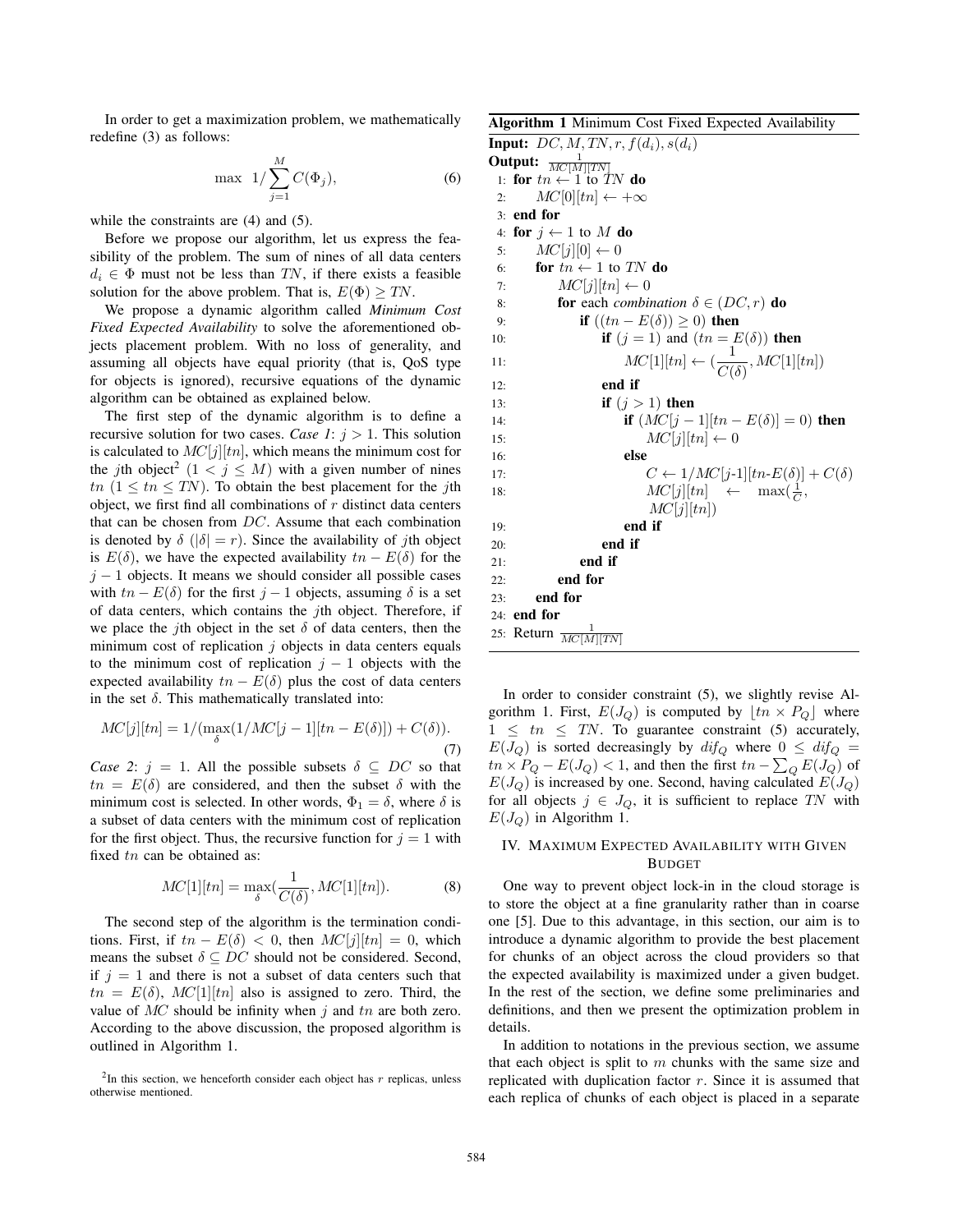In order to get a maximization problem, we mathematically redefine (3) as follows:

$$\max \ 1/\sum_{j=1}^{M} C(\Phi_j), \tag{6}$$

while the constraints are (4) and (5).

Before we propose our algorithm, let us express the feasibility of the problem. The sum of nines of all data centers $d_i \in \Phi$ must not be less than $TN$, if there exists a feasible solution for the above problem. That is, $E(\Phi) \geq TN$.

We propose a dynamic algorithm called *Minimum Cost Fixed Expected Availability* to solve the aforementioned objects placement problem. With no loss of generality, and assuming all objects have equal priority (that is, QoS type for objects is ignored), recursive equations of the dynamic algorithm can be obtained as explained below.

The first step of the dynamic algorithm is to define a recursive solution for two cases. *Case 1*: $j > 1$. This solution is calculated to $MC[j][tn]$, which means the minimum cost for the $j$th object[2] ($1 < j \leq M$) with a given number of nines $tn$ ($1 \leq tn \leq TN$). To obtain the best placement for the $j$th object, we first find all combinations of $r$ distinct data centers that can be chosen from $DC$. Assume that each combination is denoted by $\delta$ ($|\delta| = r$). Since the availability of $j$th object is $E(\delta)$, we have the expected availability $tn - E(\delta)$ for the $j-1$ objects. It means we should consider all possible cases with $tn - E(\delta)$ for the first $j-1$ objects, assuming $\delta$ is a set of data centers, which contains the $j$th object. Therefore, if we place the $j$th object in the set $\delta$ of data centers, then the minimum cost of replication $j$ objects in data centers equals to the minimum cost of replication $j-1$ objects with the expected availability $tn - E(\delta)$ plus the cost of data centers in the set $\delta$. This mathematically translated into:

$$MC[j][tn] = 1/(\max_{\delta}(1/MC[j-1][tn - E(\delta)]) + C(\delta)). \tag{7}$$

*Case 2*: $j = 1$. All the possible subsets $\delta \subseteq DC$ so that $tn = E(\delta)$ are considered, and then the subset $\delta$ with the minimum cost is selected. In other words, $\Phi_1 = \delta$, where $\delta$ is a subset of data centers with the minimum cost of replication for the first object. Thus, the recursive function for $j = 1$ with fixed $tn$ can be obtained as:

$$MC[1][tn] = \max_{\delta}(\frac{1}{C(\delta)}, MC[1][tn]). \tag{8}$$

The second step of the algorithm is the termination conditions. First, if $tn - E(\delta) < 0$, then $MC[j][tn] = 0$, which means the subset $\delta \subseteq DC$ should not be considered. Second, if $j = 1$ and there is not a subset of data centers such that $tn = E(\delta)$, $MC[1][tn]$ also is assigned to zero. Third, the value of $MC$ should be infinity when $j$ and $tn$ are both zero. According to the above discussion, the proposed algorithm is outlined in Algorithm 1.

[2]In this section, we henceforth consider each object has $r$ replicas, unless otherwise mentioned.

**Algorithm 1** Minimum Cost Fixed Expected Availability

**Input:** $DC, M, TN, r, f(d_i), s(d_i)$
**Output:** $\frac{1}{MC[M][TN]}$

```
1:  for tn ← 1 to TN do
2:      MC[0][tn] ← +∞
3:  end for
4:  for j ← 1 to M do
5:      MC[j][0] ← 0
6:      for tn ← 1 to TN do
7:          MC[j][tn] ← 0
8:          for each combination δ ∈ (DC, r) do
9:              if ((tn − E(δ)) ≥ 0) then
10:                 if (j = 1) and (tn = E(δ)) then
11:                     MC[1][tn] ← (1/C(δ), MC[1][tn])
12:                 end if
13:                 if (j > 1) then
14:                     if (MC[j − 1][tn − E(δ)] = 0) then
15:                         MC[j][tn] ← 0
16:                     else
17:                         C ← 1/MC[j-1][tn-E(δ)] + C(δ)
18:                         MC[j][tn] ← max(1/C, MC[j][tn])
19:                     end if
20:                 end if
21:             end if
22:         end for
23:     end for
24: end for
25: Return 1/MC[M][TN]
```

In order to consider constraint (5), we slightly revise Algorithm 1. First, $E(J_Q)$ is computed by $\lfloor tn \times P_Q \rfloor$ where $1 \leq tn \leq TN$. To guarantee constraint (5) accurately, $E(J_Q)$ is sorted decreasingly by $dif_Q$ where $0 \leq dif_Q = tn \times P_Q - E(J_Q) < 1$, and then the first $tn - \sum_Q E(J_Q)$ of $E(J_Q)$ is increased by one. Second, having calculated $E(J_Q)$ for all objects $j \in J_Q$, it is sufficient to replace $TN$ with $E(J_Q)$ in Algorithm 1.

## IV. Maximum Expected Availability with Given Budget

One way to prevent object lock-in in the cloud storage is to store the object at a fine granularity rather than in coarse one [5]. Due to this advantage, in this section, our aim is to introduce a dynamic algorithm to provide the best placement for chunks of an object across the cloud providers so that the expected availability is maximized under a given budget. In the rest of the section, we define some preliminaries and definitions, and then we present the optimization problem in details.

In addition to notations in the previous section, we assume that each object is split to $m$ chunks with the same size and replicated with duplication factor $r$. Since it is assumed that each replica of chunks of each object is placed in a separate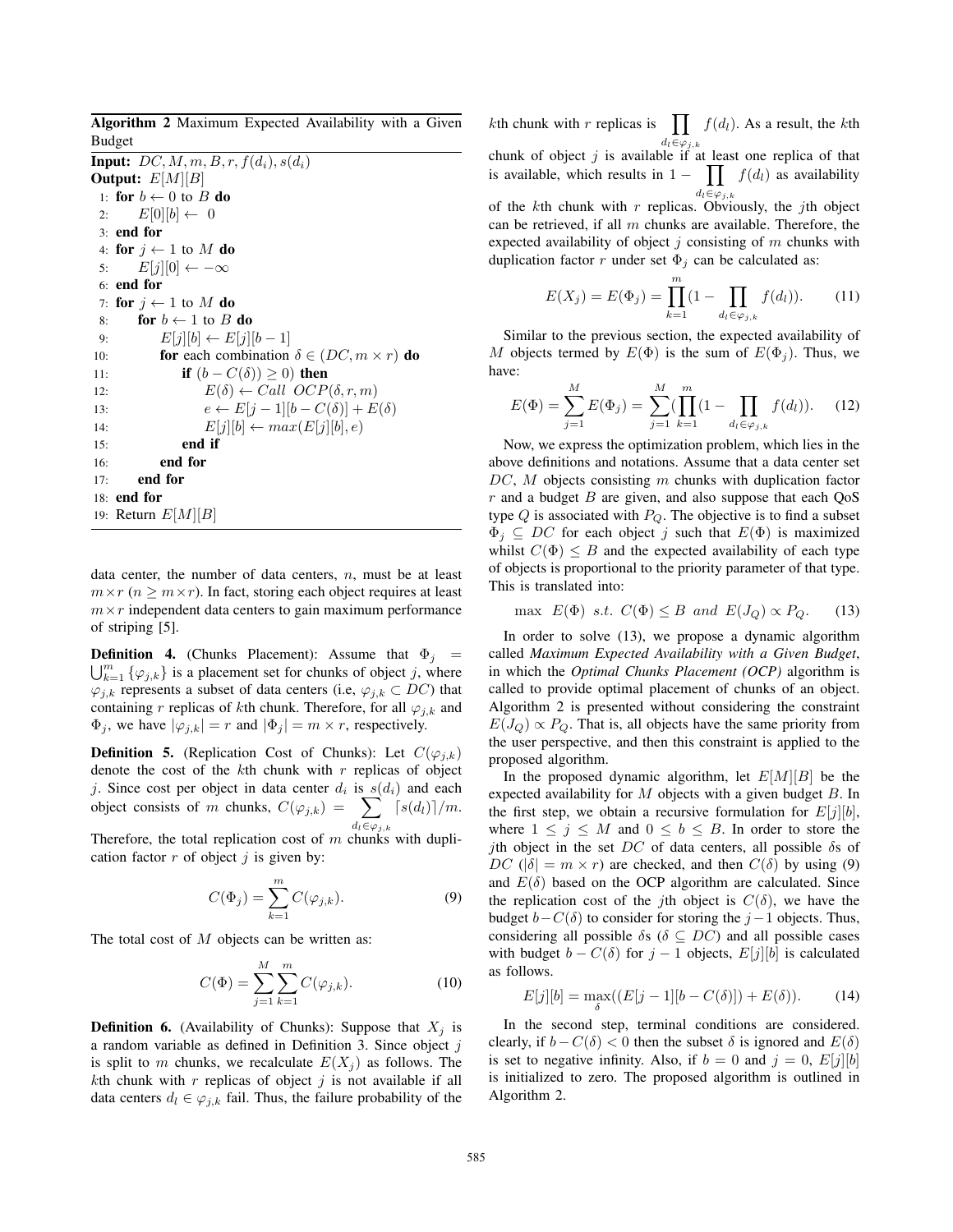**Algorithm 2** Maximum Expected Availability with a Given Budget

```
Input: DC, M, m, B, r, f(d_i), s(d_i)
Output: E[M][B]
 1: for b ← 0 to B do
 2:     E[0][b] ← 0
 3: end for
 4: for j ← 1 to M do
 5:     E[j][0] ← −∞
 6: end for
 7: for j ← 1 to M do
 8:     for b ← 1 to B do
 9:         E[j][b] ← E[j][b − 1]
10:         for each combination δ ∈ (DC, m × r) do
11:             if (b − C(δ)) ≥ 0) then
12:                 E(δ) ← Call OCP(δ, r, m)
13:                 e ← E[j − 1][b − C(δ)] + E(δ)
14:                 E[j][b] ← max(E[j][b], e)
15:             end if
16:         end for
17:     end for
18: end for
19: Return E[M][B]
```

data center, the number of data centers, $n$, must be at least $m \times r$ ($n \geq m \times r$). In fact, storing each object requires at least $m \times r$ independent data centers to gain maximum performance of striping [5].

**Definition 4.** (Chunks Placement): Assume that $\Phi_j = \bigcup_{k=1}^{m} \{\varphi_{j,k}\}$ is a placement set for chunks of object $j$, where $\varphi_{j,k}$ represents a subset of data centers (i.e, $\varphi_{j,k} \subset DC$) that containing $r$ replicas of $k$th chunk. Therefore, for all $\varphi_{j,k}$ and $\Phi_j$, we have $|\varphi_{j,k}| = r$ and $|\Phi_j| = m \times r$, respectively.

**Definition 5.** (Replication Cost of Chunks): Let $C(\varphi_{j,k})$ denote the cost of the $k$th chunk with $r$ replicas of object $j$. Since cost per object in data center $d_i$ is $s(d_i)$ and each object consists of $m$ chunks, $C(\varphi_{j,k}) = \sum_{d_l \in \varphi_{j,k}} \lceil s(d_l) \rceil / m$.

Therefore, the total replication cost of $m$ chunks with duplication factor $r$ of object $j$ is given by:

$$C(\Phi_j) = \sum_{k=1}^{m} C(\varphi_{j,k}). \tag{9}$$

The total cost of $M$ objects can be written as:

$$C(\Phi) = \sum_{j=1}^{M} \sum_{k=1}^{m} C(\varphi_{j,k}). \tag{10}$$

**Definition 6.** (Availability of Chunks): Suppose that $X_j$ is a random variable as defined in Definition 3. Since object $j$ is split to $m$ chunks, we recalculate $E(X_j)$ as follows. The $k$th chunk with $r$ replicas of object $j$ is not available if all data centers $d_l \in \varphi_{j,k}$ fail. Thus, the failure probability of the $k$th chunk with $r$ replicas is $\prod_{d_l \in \varphi_{j,k}} f(d_l)$. As a result, the $k$th chunk of object $j$ is available if at least one replica of that is available, which results in $1 - \prod_{d_l \in \varphi_{j,k}} f(d_l)$ as availability of the $k$th chunk with $r$ replicas. Obviously, the $j$th object can be retrieved, if all $m$ chunks are available. Therefore, the expected availability of object $j$ consisting of $m$ chunks with duplication factor $r$ under set $\Phi_j$ can be calculated as:

$$E(X_j) = E(\Phi_j) = \prod_{k=1}^{m} (1 - \prod_{d_l \in \varphi_{j,k}} f(d_l)). \tag{11}$$

Similar to the previous section, the expected availability of $M$ objects termed by $E(\Phi)$ is the sum of $E(\Phi_j)$. Thus, we have:

$$E(\Phi) = \sum_{j=1}^{M} E(\Phi_j) = \sum_{j=1}^{M} (\prod_{k=1}^{m} (1 - \prod_{d_l \in \varphi_{j,k}} f(d_l)). \tag{12}$$

Now, we express the optimization problem, which lies in the above definitions and notations. Assume that a data center set $DC$, $M$ objects consisting $m$ chunks with duplication factor $r$ and a budget $B$ are given, and also suppose that each QoS type $Q$ is associated with $P_Q$. The objective is to find a subset $\Phi_j \subseteq DC$ for each object $j$ such that $E(\Phi)$ is maximized whilst $C(\Phi) \leq B$ and the expected availability of each type of objects is proportional to the priority parameter of that type. This is translated into:

$$\max \ \ E(\Phi) \ \ s.t. \ \ C(\Phi) \leq B \ \ and \ \ E(J_Q) \propto P_Q. \tag{13}$$

In order to solve (13), we propose a dynamic algorithm called ***Maximum Expected Availability with a Given Budget***, in which the ***Optimal Chunks Placement (OCP)*** algorithm is called to provide optimal placement of chunks of an object. Algorithm 2 is presented without considering the constraint $E(J_Q) \propto P_Q$. That is, all objects have the same priority from the user perspective, and then this constraint is applied to the proposed algorithm.

In the proposed dynamic algorithm, let $E[M][B]$ be the expected availability for $M$ objects with a given budget $B$. In the first step, we obtain a recursive formulation for $E[j][b]$, where $1 \leq j \leq M$ and $0 \leq b \leq B$. In order to store the $j$th object in the set $DC$ of data centers, all possible $\delta$s of $DC$ ($|\delta| = m \times r$) are checked, and then $C(\delta)$ by using (9) and $E(\delta)$ based on the OCP algorithm are calculated. Since the replication cost of the $j$th object is $C(\delta)$, we have the budget $b - C(\delta)$ to consider for storing the $j-1$ objects. Thus, considering all possible $\delta$s ($\delta \subseteq DC$) and all possible cases with budget $b - C(\delta)$ for $j-1$ objects, $E[j][b]$ is calculated as follows.

$$E[j][b] = \max_{\delta}((E[j-1][b - C(\delta)]) + E(\delta)). \tag{14}$$

In the second step, terminal conditions are considered. clearly, if $b - C(\delta) < 0$ then the subset $\delta$ is ignored and $E(\delta)$ is set to negative infinity. Also, if $b = 0$ and $j = 0$, $E[j][b]$ is initialized to zero. The proposed algorithm is outlined in Algorithm 2.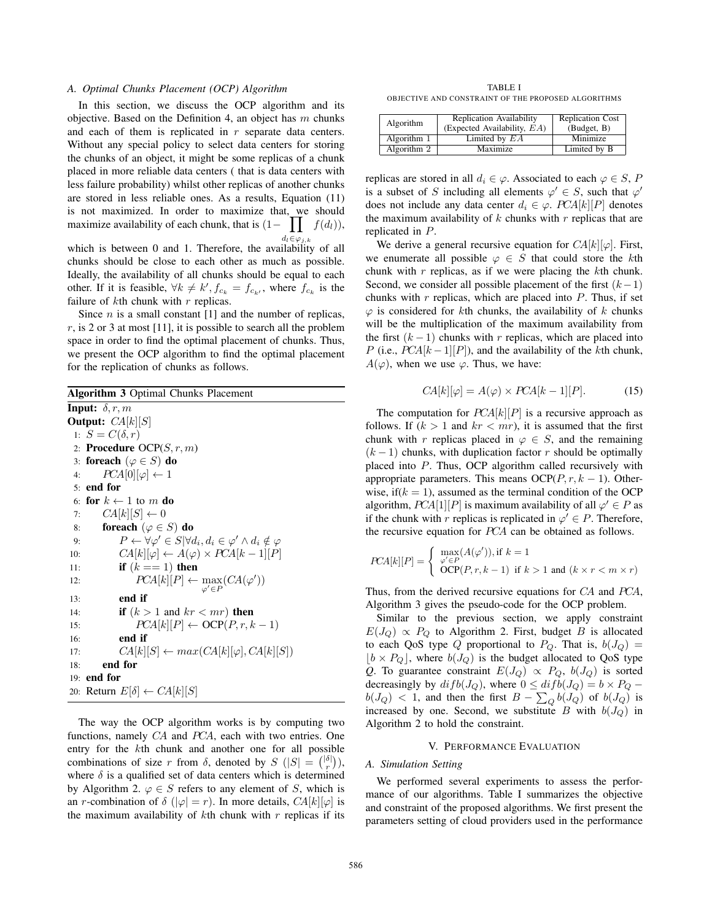### A. Optimal Chunks Placement (OCP) Algorithm

In this section, we discuss the OCP algorithm and its objective. Based on the Definition 4, an object has $m$ chunks and each of them is replicated in $r$ separate data centers. Without any special policy to select data centers for storing the chunks of an object, it might be some replicas of a chunk placed in more reliable data centers ( that is data centers with less failure probability) whilst other replicas of another chunks are stored in less reliable ones. As a results, Equation (11) is not maximized. In order to maximize that, we should maximize availability of each chunk, that is $(1 - \prod_{d_l \in \varphi_{j,k}} f(d_l))$, which is between 0 and 1. Therefore, the availability of all chunks should be close to each other as much as possible. Ideally, the availability of all chunks should be equal to each other. If it is feasible, $\forall k \neq k', f_{c_k} = f_{c_{k'}}$, where $f_{c_k}$ is the failure of $k$th chunk with $r$ replicas.

Since $n$ is a small constant [1] and the number of replicas, $r$, is 2 or 3 at most [11], it is possible to search all the problem space in order to find the optimal placement of chunks. Thus, we present the OCP algorithm to find the optimal placement for the replication of chunks as follows.

**Algorithm 3** Optimal Chunks Placement

```
Input: δ, r, m
Output: CA[k][S]
 1: S = C(δ, r)
 2: Procedure OCP(S, r, m)
 3: foreach (φ ∈ S) do
 4:     PCA[0][φ] ← 1
 5: end for
 6: for k ← 1 to m do
 7:     CA[k][S] ← 0
 8:     foreach (φ ∈ S) do
 9:         P ← ∀φ' ∈ S|∀d_i, d_i ∈ φ' ∧ d_i ∉ φ
10:         CA[k][φ] ← A(φ) × PCA[k − 1][P]
11:         if (k == 1) then
12:             PCA[k][P] ← max_{φ'∈P}(CA(φ'))
13:         end if
14:         if (k > 1 and kr < mr) then
15:             PCA[k][P] ← OCP(P, r, k − 1)
16:         end if
17:         CA[k][S] ← max(CA[k][φ], CA[k][S])
18:     end for
19: end for
20: Return E[δ] ← CA[k][S]
```

The way the OCP algorithm works is by computing two functions, namely $CA$ and $PCA$, each with two entries. One entry for the $k$th chunk and another one for all possible combinations of size $r$ from $\delta$, denoted by $S$ ($|S| = \binom{|\delta|}{r}$), where $\delta$ is a qualified set of data centers which is determined by Algorithm 2. $\varphi \in S$ refers to any element of $S$, which is an $r$-combination of $\delta$ ($|\varphi| = r$). In more details, $CA[k][\varphi]$ is the maximum availability of $k$th chunk with $r$ replicas if its replicas are stored in all $d_i \in \varphi$. Associated to each $\varphi \in S$, $P$ is a subset of $S$ including all elements $\varphi' \in S$, such that $\varphi'$ does not include any data center $d_i \in \varphi$. $PCA[k][P]$ denotes the maximum availability of $k$ chunks with $r$ replicas that are replicated in $P$.

We derive a general recursive equation for $CA[k][\varphi]$. First, we enumerate all possible $\varphi \in S$ that could store the $k$th chunk with $r$ replicas, as if we were placing the $k$th chunk. Second, we consider all possible placement of the first $(k-1)$ chunks with $r$ replicas, which are placed into $P$. Thus, if set $\varphi$ is considered for $k$th chunks, the availability of $k$ chunks will be the multiplication of the maximum availability from the first $(k-1)$ chunks with $r$ replicas, which are placed into $P$ (i.e., $PCA[k-1][P]$), and the availability of the $k$th chunk, $A(\varphi)$, when we use $\varphi$. Thus, we have:

$$CA[k][\varphi] = A(\varphi) \times PCA[k-1][P]. \tag{15}$$

The computation for $PCA[k][P]$ is a recursive approach as follows. If ($k > 1$ and $kr < mr$), it is assumed that the first chunk with $r$ replicas placed in $\varphi \in S$, and the remaining $(k-1)$ chunks, with duplication factor $r$ should be optimally placed into $P$. Thus, OCP algorithm called recursively with appropriate parameters. This means OCP($P, r, k-1$). Otherwise, if($k = 1$), assumed as the terminal condition of the OCP algorithm, $PCA[1][P]$ is maximum availability of all $\varphi' \in P$ as if the chunk with $r$ replicas is replicated in $\varphi' \in P$. Therefore, the recursive equation for $PCA$ can be obtained as follows.

$$PCA[k][P] = \begin{cases} \max\limits_{\varphi' \in P}(A(\varphi')), \text{if } k = 1 \\ \text{OCP}(P, r, k-1) \;\; \text{if } k > 1 \text{ and } (k \times r < m \times r) \end{cases}$$

Thus, from the derived recursive equations for $CA$ and $PCA$, Algorithm 3 gives the pseudo-code for the OCP problem.

Similar to the previous section, we apply constraint $E(J_Q) \propto P_Q$ to Algorithm 2. First, budget $B$ is allocated to each QoS type $Q$ proportional to $P_Q$. That is, $b(J_Q) = \lfloor b \times P_Q \rfloor$, where $b(J_Q)$ is the budget allocated to QoS type $Q$. To guarantee constraint $E(J_Q) \propto P_Q$, $b(J_Q)$ is sorted decreasingly by $difb(J_Q)$, where $0 \leq difb(J_Q) = b \times P_Q - b(J_Q) < 1$, and then the first $B - \sum_Q b(J_Q)$ of $b(J_Q)$ is increased by one. Second, we substitute $B$ with $b(J_Q)$ in Algorithm 2 to hold the constraint.

## V. Performance Evaluation

### A. Simulation Setting

We performed several experiments to assess the performance of our algorithms. Table I summarizes the objective and constraint of the proposed algorithms. We first present the parameters setting of cloud providers used in the performance

TABLE I
OBJECTIVE AND CONSTRAINT OF THE PROPOSED ALGORITHMS

| Algorithm | Replication Availability (Expected Availability, $EA$) | Replication Cost (Budget, B) |
|---|---|---|
| Algorithm 1 | Limited by $EA$ | Minimize |
| Algorithm 2 | Maximize | Limited by B |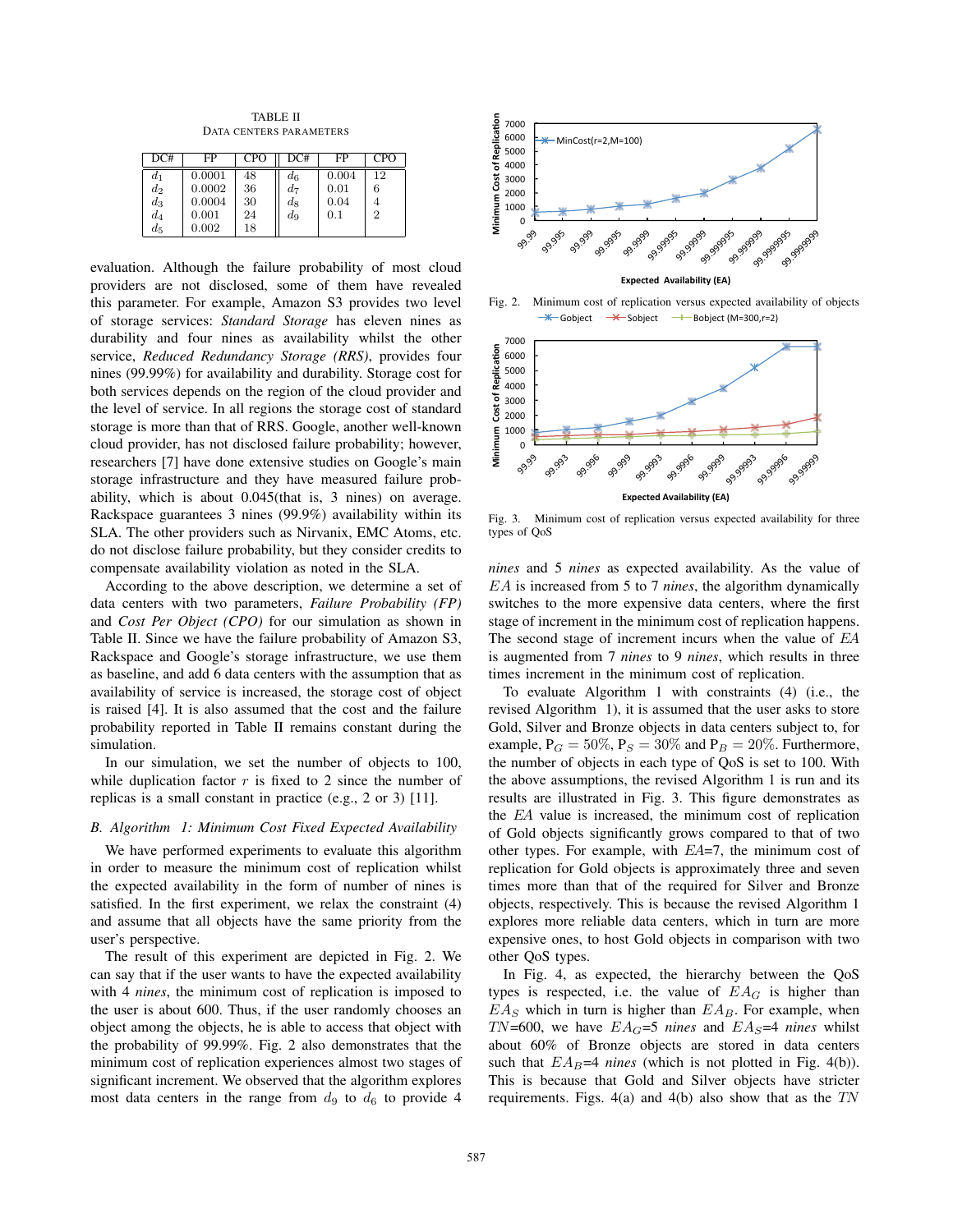TABLE II
DATA CENTERS PARAMETERS

| DC# | FP | CPO | DC# | FP | CPO |
|---|---|---|---|---|---|
| $d_1$ | 0.0001 | 48 | $d_6$ | 0.004 | 12 |
| $d_2$ | 0.0002 | 36 | $d_7$ | 0.01 | 6 |
| $d_3$ | 0.0004 | 30 | $d_8$ | 0.04 | 4 |
| $d_4$ | 0.001 | 24 | $d_9$ | 0.1 | 2 |
| $d_5$ | 0.002 | 18 | | | |

evaluation. Although the failure probability of most cloud providers are not disclosed, some of them have revealed this parameter. For example, Amazon S3 provides two level of storage services: *Standard Storage* has eleven nines as durability and four nines as availability whilst the other service, *Reduced Redundancy Storage (RRS)*, provides four nines (99.99%) for availability and durability. Storage cost for both services depends on the region of the cloud provider and the level of service. In all regions the storage cost of standard storage is more than that of RRS. Google, another well-known cloud provider, has not disclosed failure probability; however, researchers [7] have done extensive studies on Google's main storage infrastructure and they have measured failure probability, which is about 0.045(that is, 3 nines) on average. Rackspace guarantees 3 nines (99.9%) availability within its SLA. The other providers such as Nirvanix, EMC Atoms, etc. do not disclose failure probability, but they consider credits to compensate availability violation as noted in the SLA.

According to the above description, we determine a set of data centers with two parameters, *Failure Probability (FP)* and *Cost Per Object (CPO)* for our simulation as shown in Table II. Since we have the failure probability of Amazon S3, Rackspace and Google's storage infrastructure, we use them as baseline, and add 6 data centers with the assumption that as availability of service is increased, the storage cost of object is raised [4]. It is also assumed that the cost and the failure probability reported in Table II remains constant during the simulation.

In our simulation, we set the number of objects to 100, while duplication factor $r$ is fixed to 2 since the number of replicas is a small constant in practice (e.g., 2 or 3) [11].

### B. Algorithm 1: Minimum Cost Fixed Expected Availability

We have performed experiments to evaluate this algorithm in order to measure the minimum cost of replication whilst the expected availability in the form of number of nines is satisfied. In the first experiment, we relax the constraint (4) and assume that all objects have the same priority from the user's perspective.

The result of this experiment are depicted in Fig. 2. We can say that if the user wants to have the expected availability with 4 *nines*, the minimum cost of replication is imposed to the user is about 600. Thus, if the user randomly chooses an object among the objects, he is able to access that object with the probability of 99.99%. Fig. 2 also demonstrates that the minimum cost of replication experiences almost two stages of significant increment. We observed that the algorithm explores most data centers in the range from $d_9$ to $d_6$ to provide 4 *nines* and 5 *nines* as expected availability. As the value of $EA$ is increased from 5 to 7 *nines*, the algorithm dynamically switches to the more expensive data centers, where the first stage of increment in the minimum cost of replication happens. The second stage of increment incurs when the value of $EA$ is augmented from 7 *nines* to 9 *nines*, which results in three times increment in the minimum cost of replication.

Fig. 2. Minimum cost of replication versus expected availability of objects

Fig. 3. Minimum cost of replication versus expected availability for three types of QoS

To evaluate Algorithm 1 with constraints (4) (i.e., the revised Algorithm 1), it is assumed that the user asks to store Gold, Silver and Bronze objects in data centers subject to, for example, $P_G = 50\%$, $P_S = 30\%$ and $P_B = 20\%$. Furthermore, the number of objects in each type of QoS is set to 100. With the above assumptions, the revised Algorithm 1 is run and its results are illustrated in Fig. 3. This figure demonstrates as the $EA$ value is increased, the minimum cost of replication of Gold objects significantly grows compared to that of two other types. For example, with $EA$=7, the minimum cost of replication for Gold objects is approximately three and seven times more than that of the required for Silver and Bronze objects, respectively. This is because the revised Algorithm 1 explores more reliable data centers, which in turn are more expensive ones, to host Gold objects in comparison with two other QoS types.

In Fig. 4, as expected, the hierarchy between the QoS types is respected, i.e. the value of $EA_G$ is higher than $EA_S$ which in turn is higher than $EA_B$. For example, when $TN$=600, we have $EA_G$=5 *nines* and $EA_S$=4 *nines* whilst about 60% of Bronze objects are stored in data centers such that $EA_B$=4 *nines* (which is not plotted in Fig. 4(b)). This is because that Gold and Silver objects have stricter requirements. Figs. 4(a) and 4(b) also show that as the $TN$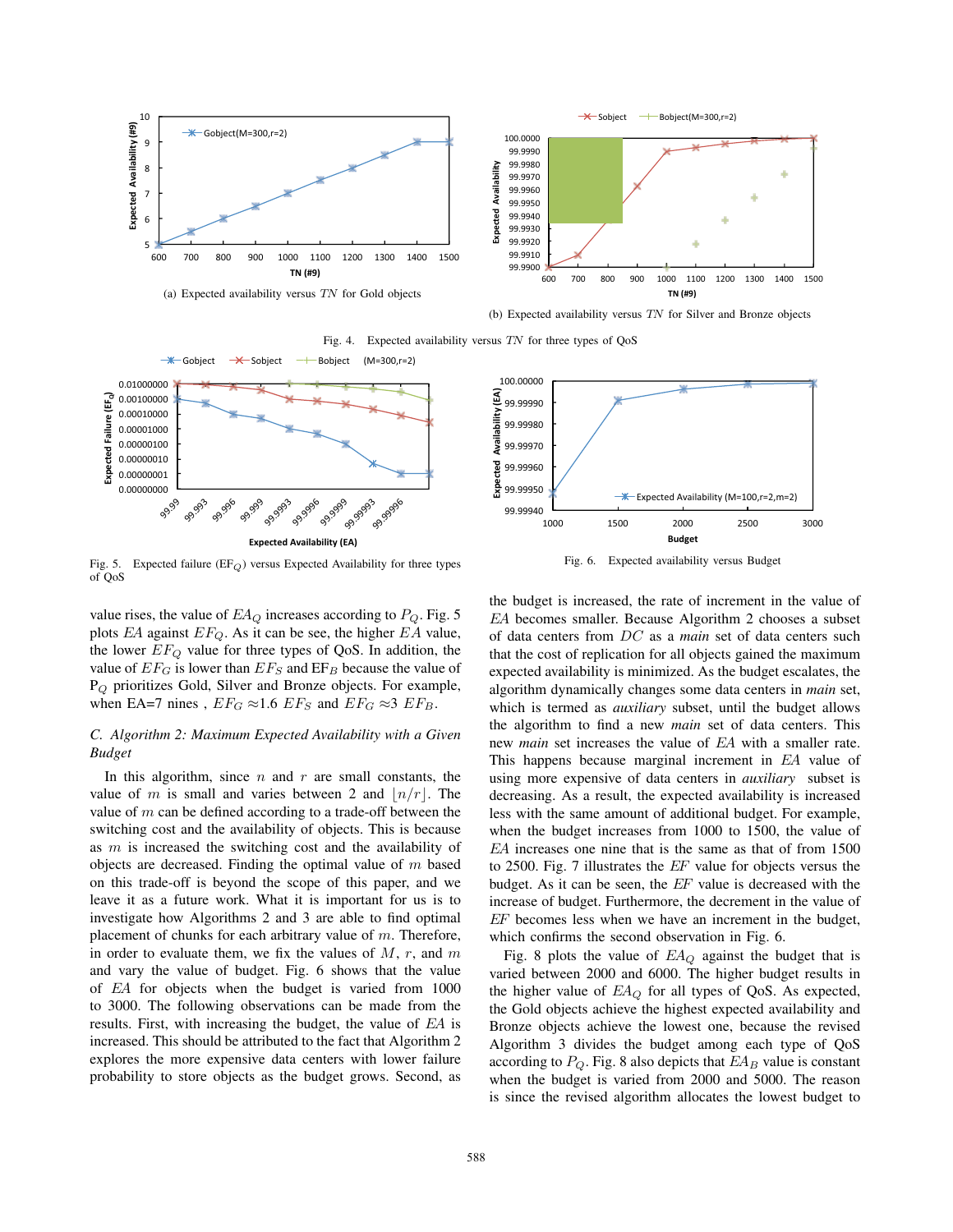(a) Expected availability versus $TN$ for Gold objects

(b) Expected availability versus $TN$ for Silver and Bronze objects

Fig. 4. Expected availability versus $TN$ for three types of QoS

Fig. 5. Expected failure (EF$_Q$) versus Expected Availability for three types of QoS

Fig. 6. Expected availability versus Budget

value rises, the value of $EA_Q$ increases according to $P_Q$. Fig. 5 plots $EA$ against $EF_Q$. As it can be seen, the higher $EA$ value, the lower $EF_Q$ value for three types of QoS. In addition, the value of $EF_G$ is lower than $EF_S$ and EF$_B$ because the value of P$_Q$ prioritizes Gold, Silver and Bronze objects. For example, when EA=7 nines , $EF_G \approx$1.6 $EF_S$ and $EF_G \approx$3 $EF_B$.

### C. Algorithm 2: Maximum Expected Availability with a Given Budget

In this algorithm, since $n$ and $r$ are small constants, the value of $m$ is small and varies between 2 and $\lfloor n/r \rfloor$. The value of $m$ can be defined according to a trade-off between the switching cost and the availability of objects. This is because as $m$ is increased the switching cost and the availability of objects are decreased. Finding the optimal value of $m$ based on this trade-off is beyond the scope of this paper, and we leave it as a future work. What it is important for us is to investigate how Algorithms 2 and 3 are able to find optimal placement of chunks for each arbitrary value of $m$. Therefore, in order to evaluate them, we fix the values of $M$, $r$, and $m$ and vary the value of budget. Fig. 6 shows that the value of $EA$ for objects when the budget is varied from 1000 to 3000. The following observations can be made from the results. First, with increasing the budget, the value of $EA$ is increased. This should be attributed to the fact that Algorithm 2 explores the more expensive data centers with lower failure probability to store objects as the budget grows. Second, as the budget is increased, the rate of increment in the value of $EA$ becomes smaller. Because Algorithm 2 chooses a subset of data centers from $DC$ as a *main* set of data centers such that the cost of replication for all objects gained the maximum expected availability is minimized. As the budget escalates, the algorithm dynamically changes some data centers in *main* set, which is termed as *auxiliary* subset, until the budget allows the algorithm to find a new *main* set of data centers. This new *main* set increases the value of $EA$ with a smaller rate. This happens because marginal increment in $EA$ value of using more expensive of data centers in *auxiliary* subset is decreasing. As a result, the expected availability is increased less with the same amount of additional budget. For example, when the budget increases from 1000 to 1500, the value of $EA$ increases one nine that is the same as that of from 1500 to 2500. Fig. 7 illustrates the $EF$ value for objects versus the budget. As it can be seen, the $EF$ value is decreased with the increase of budget. Furthermore, the decrement in the value of $EF$ becomes less when we have an increment in the budget, which confirms the second observation in Fig. 6.

Fig. 8 plots the value of $EA_Q$ against the budget that is varied between 2000 and 6000. The higher budget results in the higher value of $EA_Q$ for all types of QoS. As expected, the Gold objects achieve the highest expected availability and Bronze objects achieve the lowest one, because the revised Algorithm 3 divides the budget among each type of QoS according to $P_Q$. Fig. 8 also depicts that $EA_B$ value is constant when the budget is varied from 2000 and 5000. The reason is since the revised algorithm allocates the lowest budget to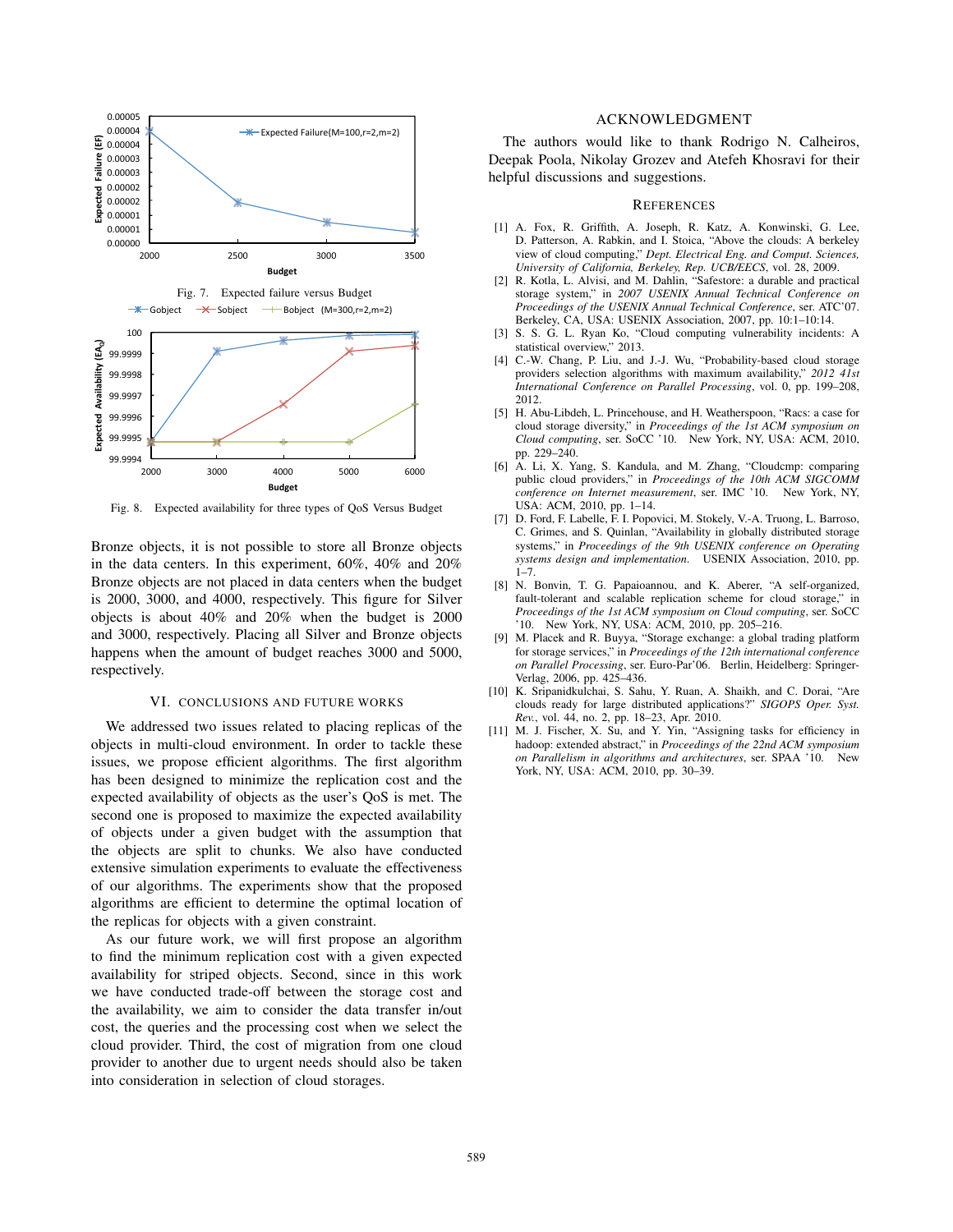0.00005
0.00004
0.00004
0.00003
0.00003
0.00002
0.00002
0.00001
0.00001
0.00000

Expected Failure (EF)

2000 2500 3000 3500

Budget

Expected Failure(M=100,r=2,m=2)

Fig. 7. Expected failure versus Budget

Gobject Sobject Bobject (M=300,r=2,m=2)

100
99.9999
99.9998
99.9997
99.9996
99.9995
99.9994

Expected Availability ($EA_o$)

2000 3000 4000 5000 6000

Budget

Fig. 8. Expected availability for three types of QoS Versus Budget

Bronze objects, it is not possible to store all Bronze objects in the data centers. In this experiment, 60%, 40% and 20% Bronze objects are not placed in data centers when the budget is 2000, 3000, and 4000, respectively. This figure for Silver objects is about 40% and 20% when the budget is 2000 and 3000, respectively. Placing all Silver and Bronze objects happens when the amount of budget reaches 3000 and 5000, respectively.

## VI. Conclusions and Future Works

We addressed two issues related to placing replicas of the objects in multi-cloud environment. In order to tackle these issues, we propose efficient algorithms. The first algorithm has been designed to minimize the replication cost and the expected availability of objects as the user's QoS is met. The second one is proposed to maximize the expected availability of objects under a given budget with the assumption that the objects are split to chunks. We also have conducted extensive simulation experiments to evaluate the effectiveness of our algorithms. The experiments show that the proposed algorithms are efficient to determine the optimal location of the replicas for objects with a given constraint.

As our future work, we will first propose an algorithm to find the minimum replication cost with a given expected availability for striped objects. Second, since in this work we have conducted trade-off between the storage cost and the availability, we aim to consider the data transfer in/out cost, the queries and the processing cost when we select the cloud provider. Third, the cost of migration from one cloud provider to another due to urgent needs should also be taken into consideration in selection of cloud storages.

## Acknowledgment

The authors would like to thank Rodrigo N. Calheiros, Deepak Poola, Nikolay Grozev and Atefeh Khosravi for their helpful discussions and suggestions.

## References

[1] A. Fox, R. Griffith, A. Joseph, R. Katz, A. Konwinski, G. Lee, D. Patterson, A. Rabkin, and I. Stoica, "Above the clouds: A berkeley view of cloud computing," *Dept. Electrical Eng. and Comput. Sciences, University of California, Berkeley, Rep. UCB/EECS*, vol. 28, 2009.

[2] R. Kotla, L. Alvisi, and M. Dahlin, "Safestore: a durable and practical storage system," in *2007 USENIX Annual Technical Conference on Proceedings of the USENIX Annual Technical Conference*, ser. ATC'07. Berkeley, CA, USA: USENIX Association, 2007, pp. 10:1–10:14.

[3] S. S. G. L. Ryan Ko, "Cloud computing vulnerability incidents: A statistical overview," 2013.

[4] C.-W. Chang, P. Liu, and J.-J. Wu, "Probability-based cloud storage providers selection algorithms with maximum availability," *2012 41st International Conference on Parallel Processing*, vol. 0, pp. 199–208, 2012.

[5] H. Abu-Libdeh, L. Princehouse, and H. Weatherspoon, "Racs: a case for cloud storage diversity," in *Proceedings of the 1st ACM symposium on Cloud computing*, ser. SoCC '10. New York, NY, USA: ACM, 2010, pp. 229–240.

[6] A. Li, X. Yang, S. Kandula, and M. Zhang, "Cloudcmp: comparing public cloud providers," in *Proceedings of the 10th ACM SIGCOMM conference on Internet measurement*, ser. IMC '10. New York, NY, USA: ACM, 2010, pp. 1–14.

[7] D. Ford, F. Labelle, F. I. Popovici, M. Stokely, V.-A. Truong, L. Barroso, C. Grimes, and S. Quinlan, "Availability in globally distributed storage systems," in *Proceedings of the 9th USENIX conference on Operating systems design and implementation*. USENIX Association, 2010, pp. 1–7.

[8] N. Bonvin, T. G. Papaioannou, and K. Aberer, "A self-organized, fault-tolerant and scalable replication scheme for cloud storage," in *Proceedings of the 1st ACM symposium on Cloud computing*, ser. SoCC '10. New York, NY, USA: ACM, 2010, pp. 205–216.

[9] M. Placek and R. Buyya, "Storage exchange: a global trading platform for storage services," in *Proceedings of the 12th international conference on Parallel Processing*, ser. Euro-Par'06. Berlin, Heidelberg: Springer-Verlag, 2006, pp. 425–436.

[10] K. Sripanidkulchai, S. Sahu, Y. Ruan, A. Shaikh, and C. Dorai, "Are clouds ready for large distributed applications?" *SIGOPS Oper. Syst. Rev.*, vol. 44, no. 2, pp. 18–23, Apr. 2010.

[11] M. J. Fischer, X. Su, and Y. Yin, "Assigning tasks for efficiency in hadoop: extended abstract," in *Proceedings of the 22nd ACM symposium on Parallelism in algorithms and architectures*, ser. SPAA '10. New York, NY, USA: ACM, 2010, pp. 30–39.